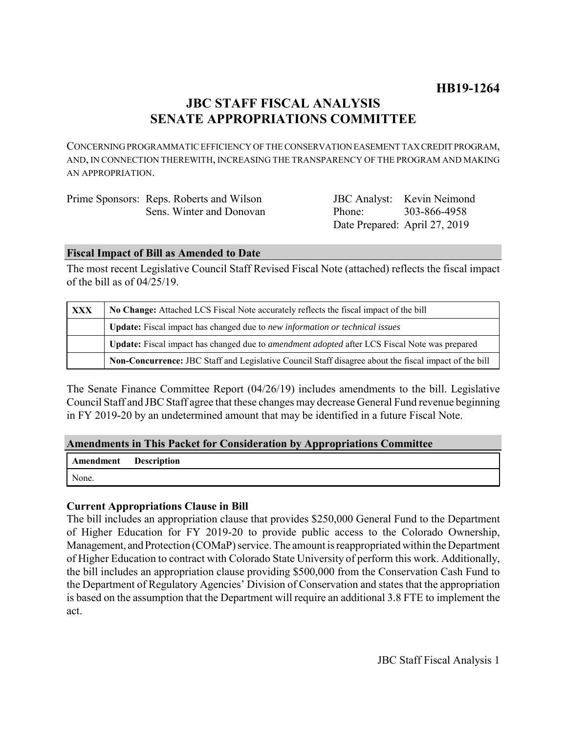**HB19-1264**

# JBC STAFF FISCAL ANALYSIS
# SENATE APPROPRIATIONS COMMITTEE

CONCERNING PROGRAMMATIC EFFICIENCY OF THE CONSERVATION EASEMENT TAX CREDIT PROGRAM, AND, IN CONNECTION THEREWITH, INCREASING THE TRANSPARENCY OF THE PROGRAM AND MAKING AN APPROPRIATION.

Prime Sponsors: Reps. Roberts and Wilson
Sens. Winter and Donovan

JBC Analyst: Kevin Neimond
Phone: 303-866-4958
Date Prepared: April 27, 2019

## Fiscal Impact of Bill as Amended to Date

The most recent Legislative Council Staff Revised Fiscal Note (attached) reflects the fiscal impact of the bill as of 04/25/19.

| | |
|---|---|
| XXX | **No Change:** Attached LCS Fiscal Note accurately reflects the fiscal impact of the bill |
| | **Update:** Fiscal impact has changed due to *new information or technical issues* |
| | **Update:** Fiscal impact has changed due to *amendment adopted* after LCS Fiscal Note was prepared |
| | **Non-Concurrence:** JBC Staff and Legislative Council Staff disagree about the fiscal impact of the bill |

The Senate Finance Committee Report (04/26/19) includes amendments to the bill. Legislative Council Staff and JBC Staff agree that these changes may decrease General Fund revenue beginning in FY 2019-20 by an undetermined amount that may be identified in a future Fiscal Note.

## Amendments in This Packet for Consideration by Appropriations Committee

| Amendment | Description |
|---|---|
| None. | |

### Current Appropriations Clause in Bill

The bill includes an appropriation clause that provides $250,000 General Fund to the Department of Higher Education for FY 2019-20 to provide public access to the Colorado Ownership, Management, and Protection (COMaP) service. The amount is reappropriated within the Department of Higher Education to contract with Colorado State University of perform this work. Additionally, the bill includes an appropriation clause providing $500,000 from the Conservation Cash Fund to the Department of Regulatory Agencies' Division of Conservation and states that the appropriation is based on the assumption that the Department will require an additional 3.8 FTE to implement the act.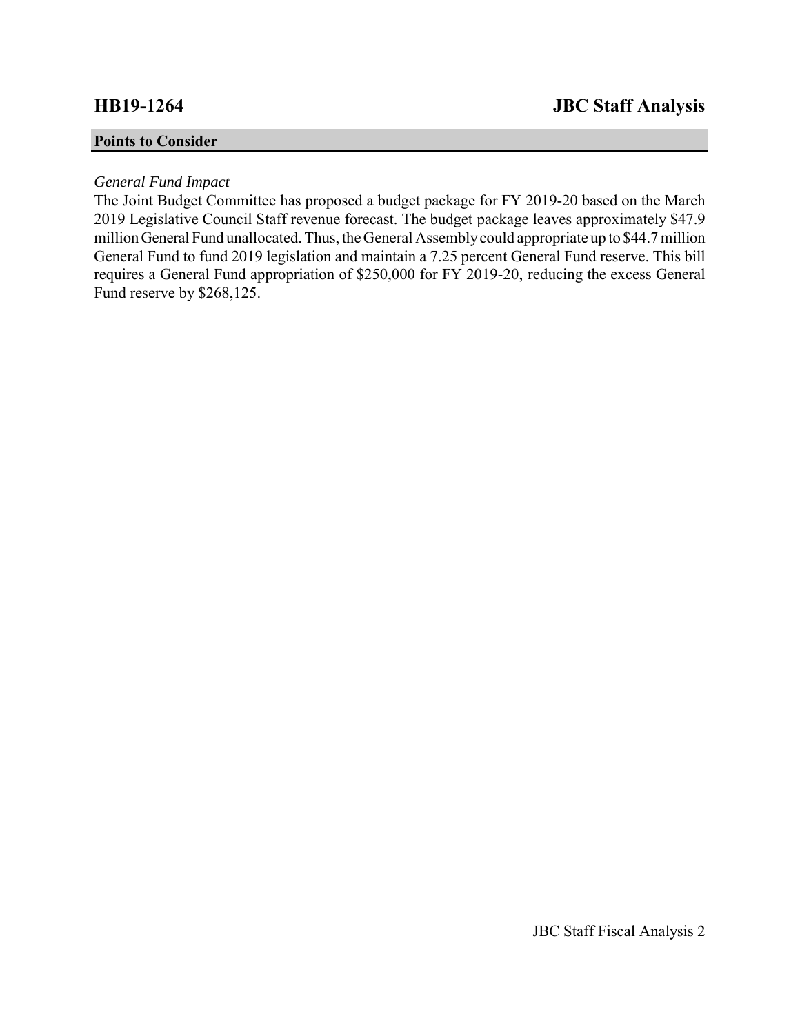## Points to Consider

*General Fund Impact*

The Joint Budget Committee has proposed a budget package for FY 2019-20 based on the March 2019 Legislative Council Staff revenue forecast. The budget package leaves approximately $47.9 million General Fund unallocated. Thus, the General Assembly could appropriate up to $44.7 million General Fund to fund 2019 legislation and maintain a 7.25 percent General Fund reserve. This bill requires a General Fund appropriation of $250,000 for FY 2019-20, reducing the excess General Fund reserve by $268,125.